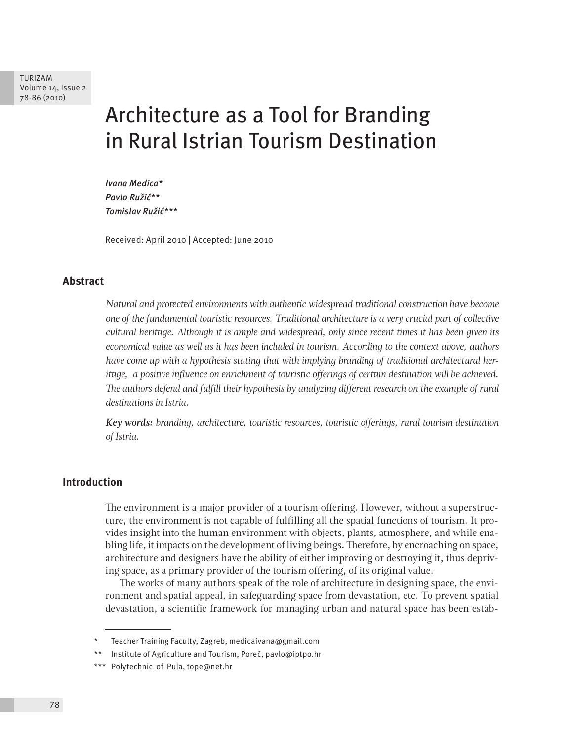# Architecture as a Tool for Branding in Rural Istrian Tourism Destination

*Ivana Medica**
*Pavlo Ružić***
*Tomislav Ružić****

Received: April 2010 | Accepted: June 2010

## Abstract

*Natural and protected environments with authentic widespread traditional construction have become one of the fundamental touristic resources. Traditional architecture is a very crucial part of collective cultural heritage. Although it is ample and widespread, only since recent times it has been given its economical value as well as it has been included in tourism. According to the context above, authors have come up with a hypothesis stating that with implying branding of traditional architectural heritage, a positive influence on enrichment of touristic offerings of certain destination will be achieved. The authors defend and fulfill their hypothesis by analyzing different research on the example of rural destinations in Istria.*

***Key words:*** *branding, architecture, touristic resources, touristic offerings, rural tourism destination of Istria.*

## Introduction

The environment is a major provider of a tourism offering. However, without a superstructure, the environment is not capable of fulfilling all the spatial functions of tourism. It provides insight into the human environment with objects, plants, atmosphere, and while enabling life, it impacts on the development of living beings. Therefore, by encroaching on space, architecture and designers have the ability of either improving or destroying it, thus depriving space, as a primary provider of the tourism offering, of its original value.

The works of many authors speak of the role of architecture in designing space, the environment and spatial appeal, in safeguarding space from devastation, etc. To prevent spatial devastation, a scientific framework for managing urban and natural space has been estab-

---

\* Teacher Training Faculty, Zagreb, medicaivana@gmail.com

\*\* Institute of Agriculture and Tourism, Poreč, pavlo@iptpo.hr

\*\*\* Polytechnic of Pula, tope@net.hr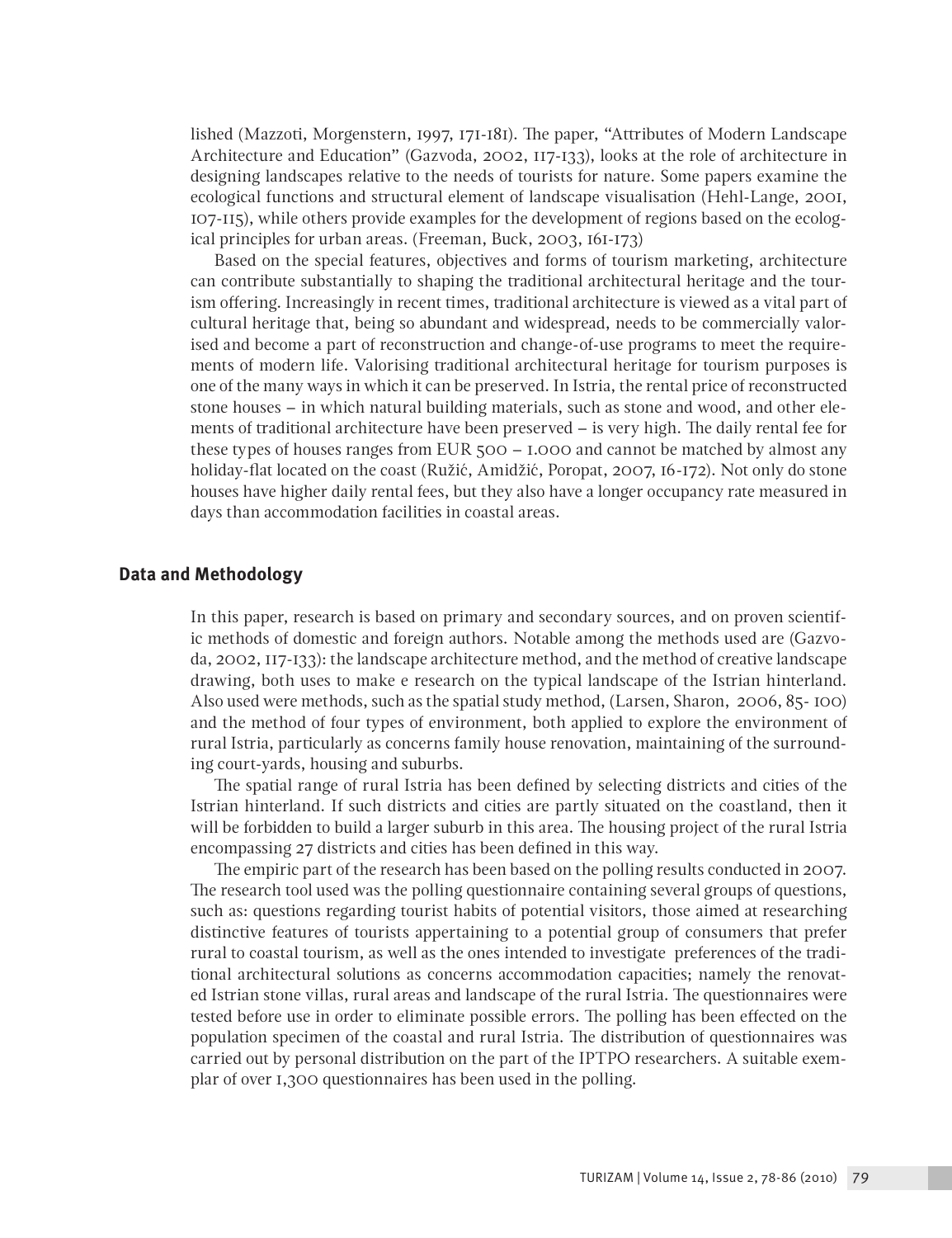lished (Mazzoti, Morgenstern, 1997, 171-181). The paper, "Attributes of Modern Landscape Architecture and Education" (Gazvoda, 2002, 117-133), looks at the role of architecture in designing landscapes relative to the needs of tourists for nature. Some papers examine the ecological functions and structural element of landscape visualisation (Hehl-Lange, 2001, 107-115), while others provide examples for the development of regions based on the ecological principles for urban areas. (Freeman, Buck, 2003, 161-173)

Based on the special features, objectives and forms of tourism marketing, architecture can contribute substantially to shaping the traditional architectural heritage and the tourism offering. Increasingly in recent times, traditional architecture is viewed as a vital part of cultural heritage that, being so abundant and widespread, needs to be commercially valorised and become a part of reconstruction and change-of-use programs to meet the requirements of modern life. Valorising traditional architectural heritage for tourism purposes is one of the many ways in which it can be preserved. In Istria, the rental price of reconstructed stone houses – in which natural building materials, such as stone and wood, and other elements of traditional architecture have been preserved – is very high. The daily rental fee for these types of houses ranges from EUR 500 – 1.000 and cannot be matched by almost any holiday-flat located on the coast (Ružić, Amidžić, Poropat, 2007, 16-172). Not only do stone houses have higher daily rental fees, but they also have a longer occupancy rate measured in days than accommodation facilities in coastal areas.

## Data and Methodology

In this paper, research is based on primary and secondary sources, and on proven scientific methods of domestic and foreign authors. Notable among the methods used are (Gazvoda, 2002, 117-133): the landscape architecture method, and the method of creative landscape drawing, both uses to make e research on the typical landscape of the Istrian hinterland. Also used were methods, such as the spatial study method, (Larsen, Sharon, 2006, 85- 100) and the method of four types of environment, both applied to explore the environment of rural Istria, particularly as concerns family house renovation, maintaining of the surrounding court-yards, housing and suburbs.

The spatial range of rural Istria has been defined by selecting districts and cities of the Istrian hinterland. If such districts and cities are partly situated on the coastland, then it will be forbidden to build a larger suburb in this area. The housing project of the rural Istria encompassing 27 districts and cities has been defined in this way.

The empiric part of the research has been based on the polling results conducted in 2007. The research tool used was the polling questionnaire containing several groups of questions, such as: questions regarding tourist habits of potential visitors, those aimed at researching distinctive features of tourists appertaining to a potential group of consumers that prefer rural to coastal tourism, as well as the ones intended to investigate preferences of the traditional architectural solutions as concerns accommodation capacities; namely the renovated Istrian stone villas, rural areas and landscape of the rural Istria. The questionnaires were tested before use in order to eliminate possible errors. The polling has been effected on the population specimen of the coastal and rural Istria. The distribution of questionnaires was carried out by personal distribution on the part of the IPTPO researchers. A suitable exemplar of over 1,300 questionnaires has been used in the polling.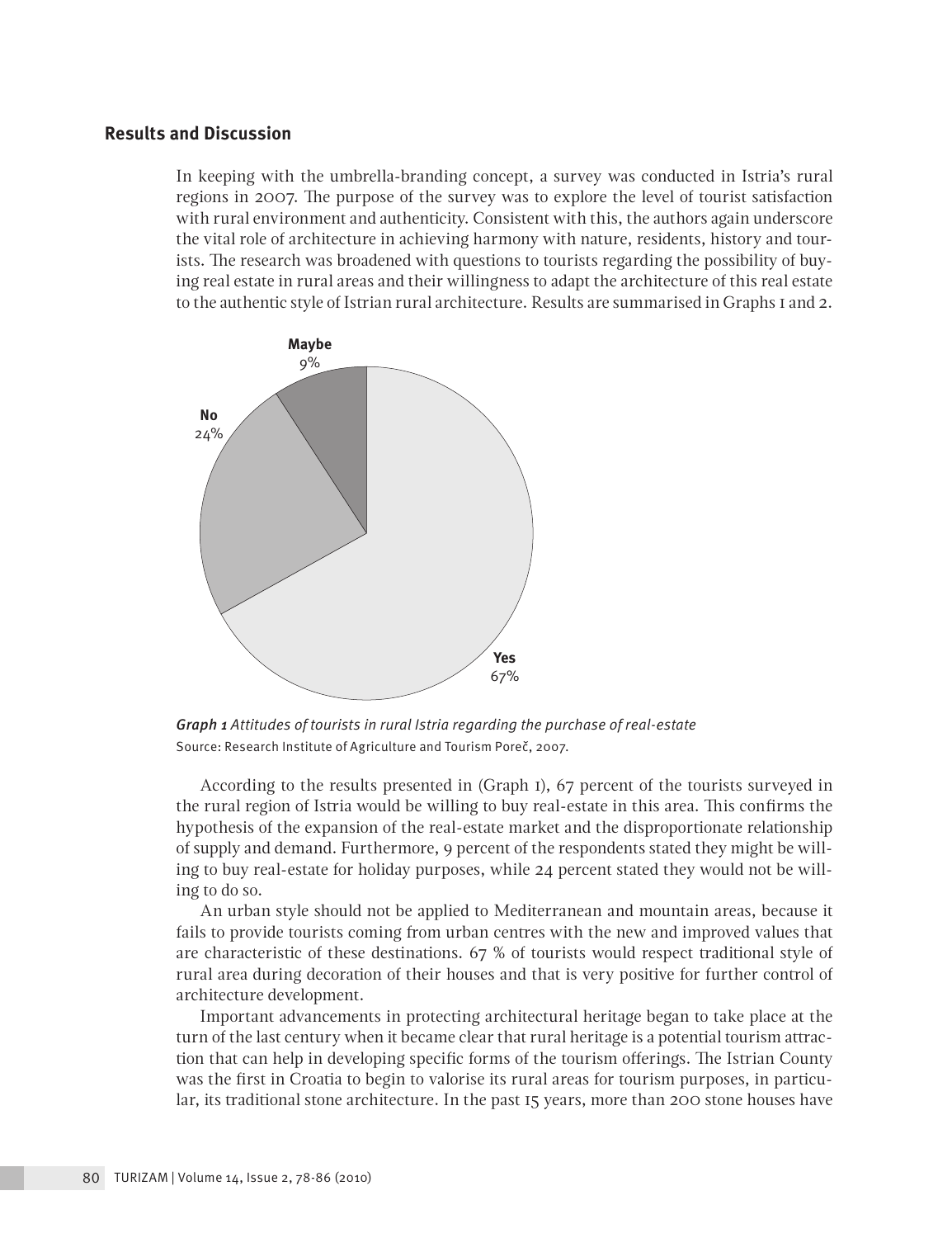## Results and Discussion

In keeping with the umbrella-branding concept, a survey was conducted in Istria's rural regions in 2007. The purpose of the survey was to explore the level of tourist satisfaction with rural environment and authenticity. Consistent with this, the authors again underscore the vital role of architecture in achieving harmony with nature, residents, history and tourists. The research was broadened with questions to tourists regarding the possibility of buying real estate in rural areas and their willingness to adapt the architecture of this real estate to the authentic style of Istrian rural architecture. Results are summarised in Graphs 1 and 2.

**Maybe** 9%

**No** 24%

**Yes** 67%

***Graph 1*** *Attitudes of tourists in rural Istria regarding the purchase of real-estate*
Source: Research Institute of Agriculture and Tourism Poreč, 2007.

According to the results presented in (Graph 1), 67 percent of the tourists surveyed in the rural region of Istria would be willing to buy real-estate in this area. This confirms the hypothesis of the expansion of the real-estate market and the disproportionate relationship of supply and demand. Furthermore, 9 percent of the respondents stated they might be willing to buy real-estate for holiday purposes, while 24 percent stated they would not be willing to do so.

An urban style should not be applied to Mediterranean and mountain areas, because it fails to provide tourists coming from urban centres with the new and improved values that are characteristic of these destinations. 67 % of tourists would respect traditional style of rural area during decoration of their houses and that is very positive for further control of architecture development.

Important advancements in protecting architectural heritage began to take place at the turn of the last century when it became clear that rural heritage is a potential tourism attraction that can help in developing specific forms of the tourism offerings. The Istrian County was the first in Croatia to begin to valorise its rural areas for tourism purposes, in particular, its traditional stone architecture. In the past 15 years, more than 200 stone houses have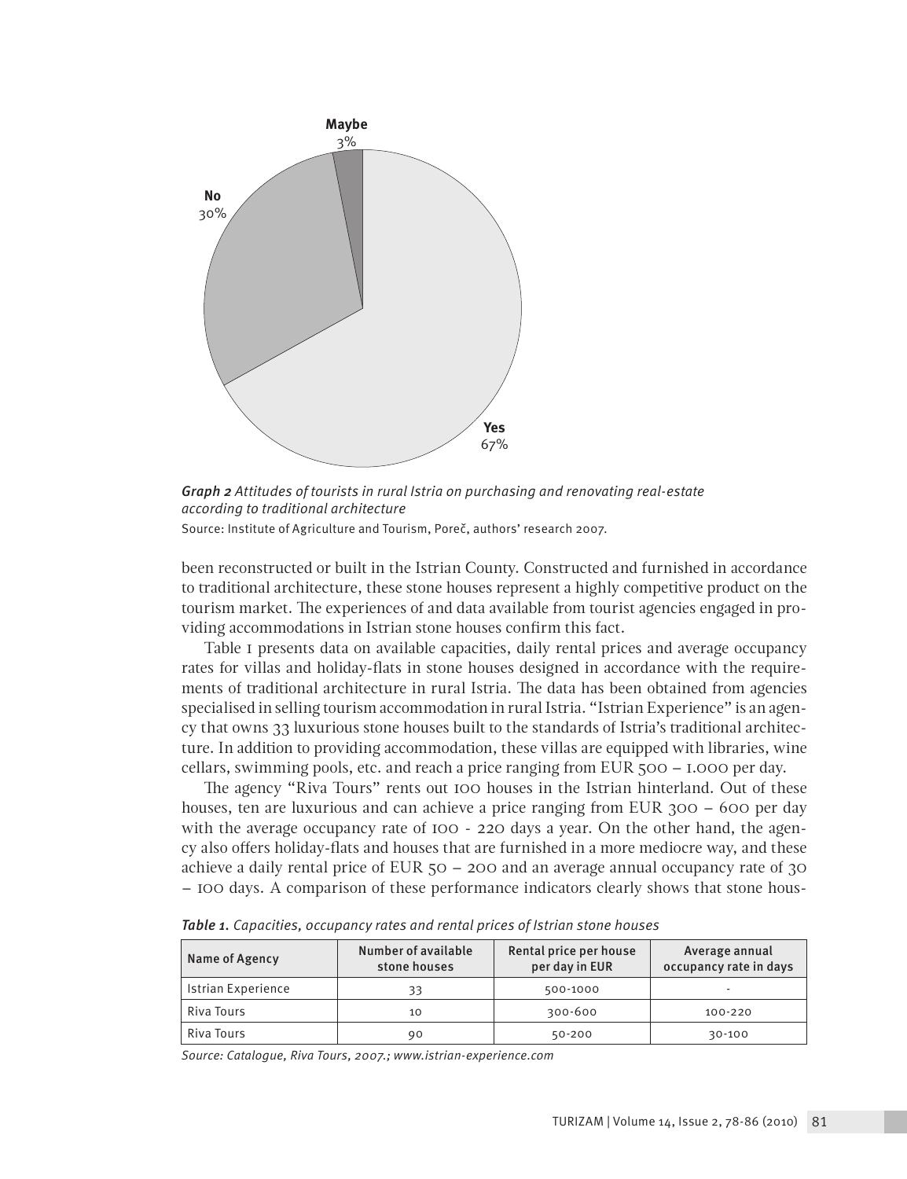Maybe
3%

No
30%

Yes
67%

***Graph 2*** *Attitudes of tourists in rural Istria on purchasing and renovating real-estate according to traditional architecture*
Source: Institute of Agriculture and Tourism, Poreč, authors' research 2007.

been reconstructed or built in the Istrian County. Constructed and furnished in accordance to traditional architecture, these stone houses represent a highly competitive product on the tourism market. The experiences of and data available from tourist agencies engaged in providing accommodations in Istrian stone houses confirm this fact.

Table 1 presents data on available capacities, daily rental prices and average occupancy rates for villas and holiday-flats in stone houses designed in accordance with the requirements of traditional architecture in rural Istria. The data has been obtained from agencies specialised in selling tourism accommodation in rural Istria. "Istrian Experience" is an agency that owns 33 luxurious stone houses built to the standards of Istria's traditional architecture. In addition to providing accommodation, these villas are equipped with libraries, wine cellars, swimming pools, etc. and reach a price ranging from EUR 500 – 1.000 per day.

The agency "Riva Tours" rents out 100 houses in the Istrian hinterland. Out of these houses, ten are luxurious and can achieve a price ranging from EUR 300 – 600 per day with the average occupancy rate of 100 - 220 days a year. On the other hand, the agency also offers holiday-flats and houses that are furnished in a more mediocre way, and these achieve a daily rental price of EUR 50 – 200 and an average annual occupancy rate of 30 – 100 days. A comparison of these performance indicators clearly shows that stone hous-

***Table 1.*** *Capacities, occupancy rates and rental prices of Istrian stone houses*

| Name of Agency | Number of available stone houses | Rental price per house per day in EUR | Average annual occupancy rate in days |
|---|---|---|---|
| Istrian Experience | 33 | 500-1000 | - |
| Riva Tours | 10 | 300-600 | 100-220 |
| Riva Tours | 90 | 50-200 | 30-100 |

*Source: Catalogue, Riva Tours, 2007.; www.istrian-experience.com*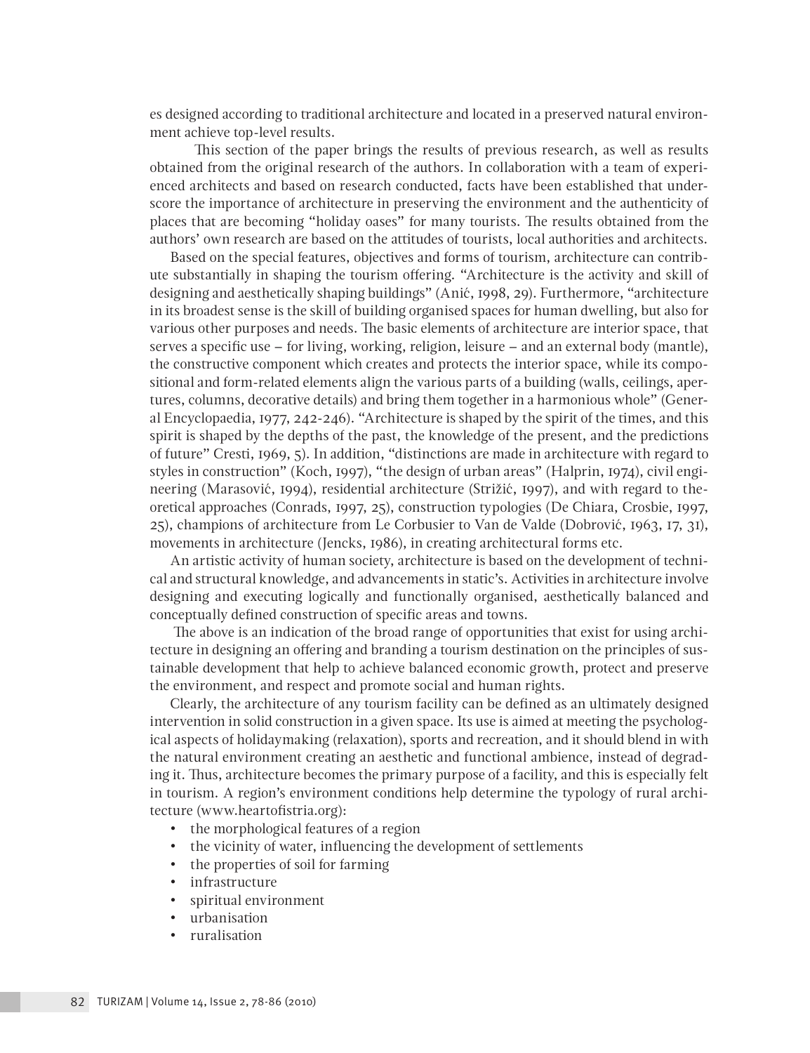es designed according to traditional architecture and located in a preserved natural environment achieve top-level results.

This section of the paper brings the results of previous research, as well as results obtained from the original research of the authors. In collaboration with a team of experienced architects and based on research conducted, facts have been established that underscore the importance of architecture in preserving the environment and the authenticity of places that are becoming "holiday oases" for many tourists. The results obtained from the authors' own research are based on the attitudes of tourists, local authorities and architects.

Based on the special features, objectives and forms of tourism, architecture can contribute substantially in shaping the tourism offering. "Architecture is the activity and skill of designing and aesthetically shaping buildings" (Anić, 1998, 29). Furthermore, "architecture in its broadest sense is the skill of building organised spaces for human dwelling, but also for various other purposes and needs. The basic elements of architecture are interior space, that serves a specific use – for living, working, religion, leisure – and an external body (mantle), the constructive component which creates and protects the interior space, while its compositional and form-related elements align the various parts of a building (walls, ceilings, apertures, columns, decorative details) and bring them together in a harmonious whole" (General Encyclopaedia, 1977, 242-246). "Architecture is shaped by the spirit of the times, and this spirit is shaped by the depths of the past, the knowledge of the present, and the predictions of future" Cresti, 1969, 5). In addition, "distinctions are made in architecture with regard to styles in construction" (Koch, 1997), "the design of urban areas" (Halprin, 1974), civil engineering (Marasović, 1994), residential architecture (Strižić, 1997), and with regard to theoretical approaches (Conrads, 1997, 25), construction typologies (De Chiara, Crosbie, 1997, 25), champions of architecture from Le Corbusier to Van de Valde (Dobrović, 1963, 17, 31), movements in architecture (Jencks, 1986), in creating architectural forms etc.

An artistic activity of human society, architecture is based on the development of technical and structural knowledge, and advancements in static's. Activities in architecture involve designing and executing logically and functionally organised, aesthetically balanced and conceptually defined construction of specific areas and towns.

The above is an indication of the broad range of opportunities that exist for using architecture in designing an offering and branding a tourism destination on the principles of sustainable development that help to achieve balanced economic growth, protect and preserve the environment, and respect and promote social and human rights.

Clearly, the architecture of any tourism facility can be defined as an ultimately designed intervention in solid construction in a given space. Its use is aimed at meeting the psychological aspects of holidaymaking (relaxation), sports and recreation, and it should blend in with the natural environment creating an aesthetic and functional ambience, instead of degrading it. Thus, architecture becomes the primary purpose of a facility, and this is especially felt in tourism. A region's environment conditions help determine the typology of rural architecture (www.heartofistria.org):

- the morphological features of a region
- the vicinity of water, influencing the development of settlements
- the properties of soil for farming
- infrastructure
- spiritual environment
- urbanisation
- ruralisation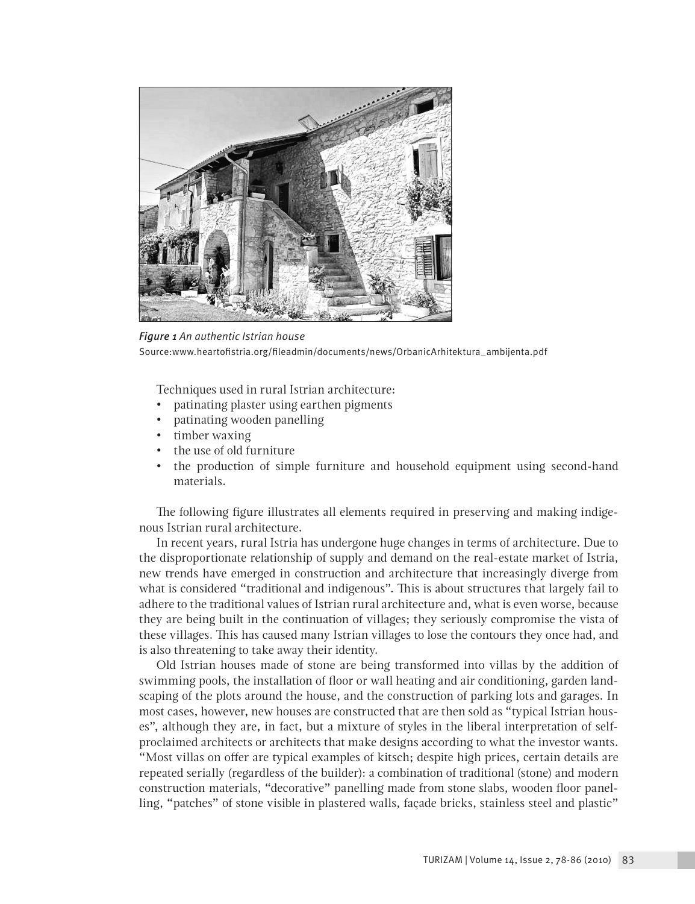*Figure 1 An authentic Istrian house*
Source:www.heartofistria.org/fileadmin/documents/news/OrbanicArhitektura_ambijenta.pdf

Techniques used in rural Istrian architecture:

- patinating plaster using earthen pigments
- patinating wooden panelling
- timber waxing
- the use of old furniture
- the production of simple furniture and household equipment using second-hand materials.

The following figure illustrates all elements required in preserving and making indigenous Istrian rural architecture.

In recent years, rural Istria has undergone huge changes in terms of architecture. Due to the disproportionate relationship of supply and demand on the real-estate market of Istria, new trends have emerged in construction and architecture that increasingly diverge from what is considered "traditional and indigenous". This is about structures that largely fail to adhere to the traditional values of Istrian rural architecture and, what is even worse, because they are being built in the continuation of villages; they seriously compromise the vista of these villages. This has caused many Istrian villages to lose the contours they once had, and is also threatening to take away their identity.

Old Istrian houses made of stone are being transformed into villas by the addition of swimming pools, the installation of floor or wall heating and air conditioning, garden landscaping of the plots around the house, and the construction of parking lots and garages. In most cases, however, new houses are constructed that are then sold as "typical Istrian houses", although they are, in fact, but a mixture of styles in the liberal interpretation of self-proclaimed architects or architects that make designs according to what the investor wants. "Most villas on offer are typical examples of kitsch; despite high prices, certain details are repeated serially (regardless of the builder): a combination of traditional (stone) and modern construction materials, "decorative" panelling made from stone slabs, wooden floor panelling, "patches" of stone visible in plastered walls, façade bricks, stainless steel and plastic"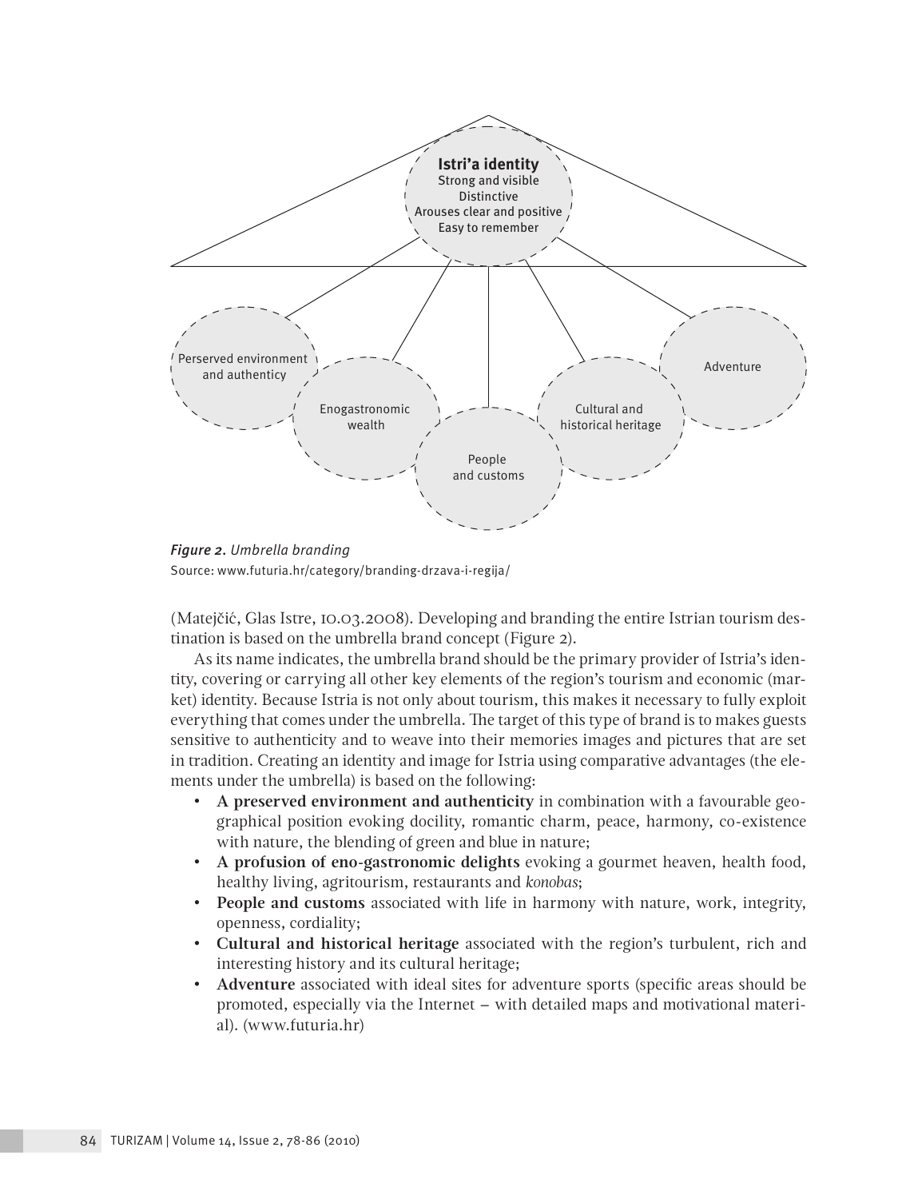**Istri'a identity**
Strong and visible
Distinctive
Arouses clear and positive
Easy to remember

Perserved environment and authenticity

Enogastronomic wealth

People and customs

Cultural and historical heritage

Adventure

*Figure 2. Umbrella branding*
Source: www.futuria.hr/category/branding-drzava-i-regija/

(Matejčić, Glas Istre, 10.03.2008). Developing and branding the entire Istrian tourism destination is based on the umbrella brand concept (Figure 2).

As its name indicates, the umbrella brand should be the primary provider of Istria's identity, covering or carrying all other key elements of the region's tourism and economic (market) identity. Because Istria is not only about tourism, this makes it necessary to fully exploit everything that comes under the umbrella. The target of this type of brand is to makes guests sensitive to authenticity and to weave into their memories images and pictures that are set in tradition. Creating an identity and image for Istria using comparative advantages (the elements under the umbrella) is based on the following:

- **A preserved environment and authenticity** in combination with a favourable geographical position evoking docility, romantic charm, peace, harmony, co-existence with nature, the blending of green and blue in nature;
- **A profusion of eno-gastronomic delights** evoking a gourmet heaven, health food, healthy living, agritourism, restaurants and *konobas*;
- **People and customs** associated with life in harmony with nature, work, integrity, openness, cordiality;
- **Cultural and historical heritage** associated with the region's turbulent, rich and interesting history and its cultural heritage;
- **Adventure** associated with ideal sites for adventure sports (specific areas should be promoted, especially via the Internet – with detailed maps and motivational material). (www.futuria.hr)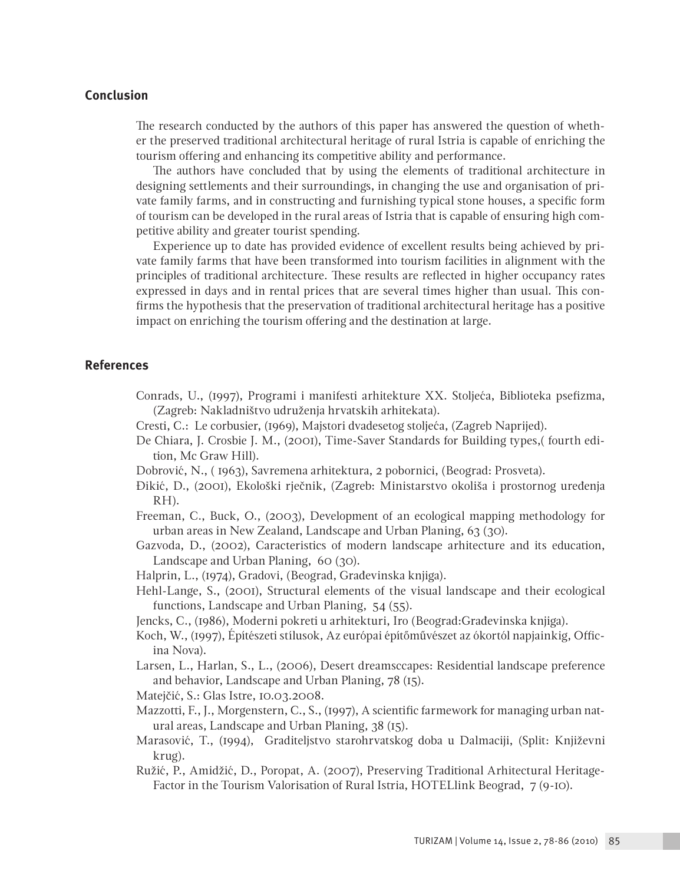## Conclusion

The research conducted by the authors of this paper has answered the question of whether the preserved traditional architectural heritage of rural Istria is capable of enriching the tourism offering and enhancing its competitive ability and performance.

The authors have concluded that by using the elements of traditional architecture in designing settlements and their surroundings, in changing the use and organisation of private family farms, and in constructing and furnishing typical stone houses, a specific form of tourism can be developed in the rural areas of Istria that is capable of ensuring high competitive ability and greater tourist spending.

Experience up to date has provided evidence of excellent results being achieved by private family farms that have been transformed into tourism facilities in alignment with the principles of traditional architecture. These results are reflected in higher occupancy rates expressed in days and in rental prices that are several times higher than usual. This confirms the hypothesis that the preservation of traditional architectural heritage has a positive impact on enriching the tourism offering and the destination at large.

## References

Conrads, U., (1997), Programi i manifesti arhitekture XX. Stoljeća, Biblioteka psefizma, (Zagreb: Nakladništvo udruženja hrvatskih arhitekata).

Cresti, C.: Le corbusier, (1969), Majstori dvadesetog stoljeća, (Zagreb Naprijed).

De Chiara, J. Crosbie J. M., (2001), Time-Saver Standards for Building types,( fourth edition, Mc Graw Hill).

Dobrović, N., ( 1963), Savremena arhitektura, 2 pobornici, (Beograd: Prosveta).

Đikić, D., (2001), Ekološki rječnik, (Zagreb: Ministarstvo okoliša i prostornog uređenja RH).

Freeman, C., Buck, O., (2003), Development of an ecological mapping methodology for urban areas in New Zealand, Landscape and Urban Planing, 63 (30).

Gazvoda, D., (2002), Caracteristics of modern landscape arhitecture and its education, Landscape and Urban Planing, 60 (30).

Halprin, L., (1974), Gradovi, (Beograd, Građevinska knjiga).

Hehl-Lange, S., (2001), Structural elements of the visual landscape and their ecological functions, Landscape and Urban Planing, 54 (55).

Jencks, C., (1986), Moderni pokreti u arhitekturi, Iro (Beograd:Građevinska knjiga).

Koch, W., (1997), Építészeti stílusok, Az európai építőművészet az ókortól napjainkig, Officina Nova).

Larsen, L., Harlan, S., L., (2006), Desert dreamsccapes: Residential landscape preference and behavior, Landscape and Urban Planing, 78 (15).

Matejčić, S.: Glas Istre, 10.03.2008.

Mazzotti, F., J., Morgenstern, C., S., (1997), A scientific farmework for managing urban natural areas, Landscape and Urban Planing, 38 (15).

Marasović, T., (1994), Graditeljstvo starohrvatskog doba u Dalmaciji, (Split: Književni krug).

Ružić, P., Amidžić, D., Poropat, A. (2007), Preserving Traditional Arhitectural Heritage-Factor in the Tourism Valorisation of Rural Istria, HOTELlink Beograd, 7 (9-10).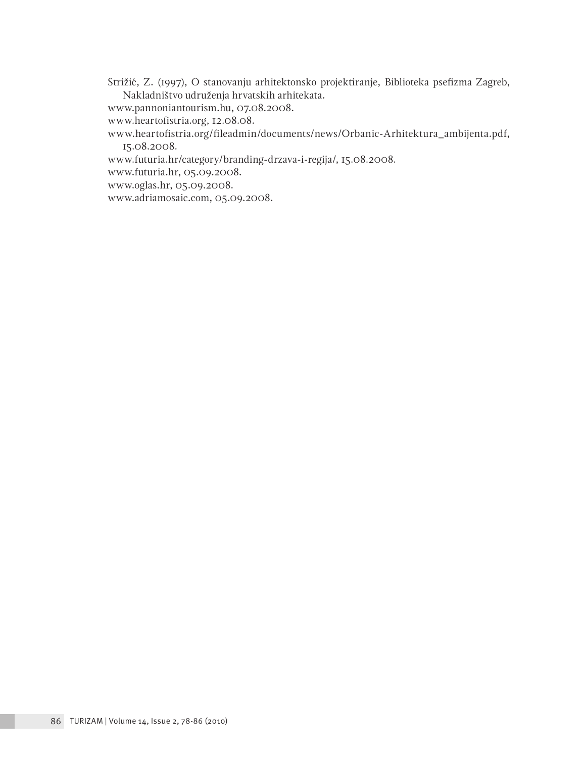Strižić, Z. (1997), O stanovanju arhitektonsko projektiranje, Biblioteka psefizma Zagreb, Nakladništvo udruženja hrvatskih arhitekata.

www.pannoniantourism.hu, 07.08.2008.

www.heartofistria.org, 12.08.08.

www.heartofistria.org/fileadmin/documents/news/Orbanic-Arhitektura_ambijenta.pdf, 15.08.2008.

www.futuria.hr/category/branding-drzava-i-regija/, 15.08.2008.

www.futuria.hr, 05.09.2008.

www.oglas.hr, 05.09.2008.

www.adriamosaic.com, 05.09.2008.